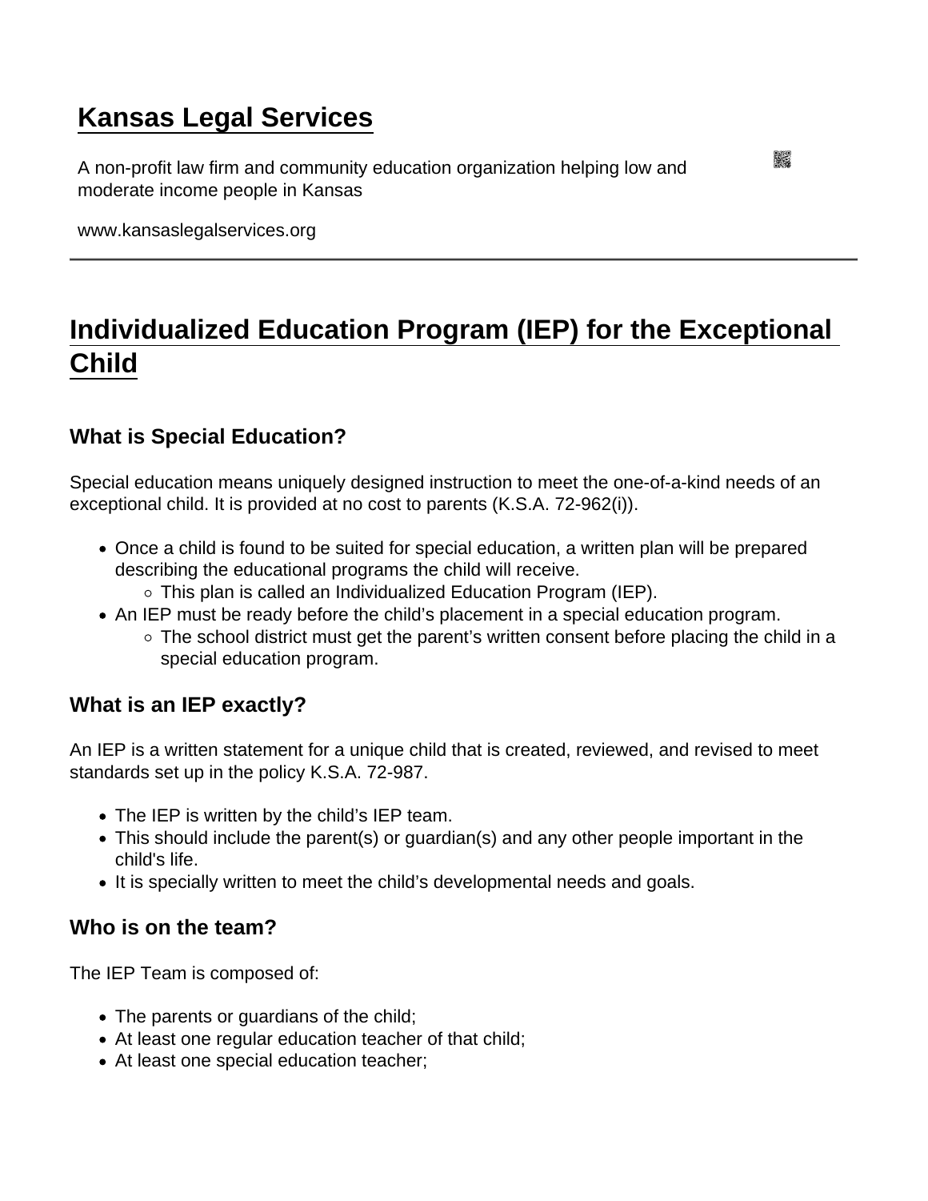# Kansas Legal Services

A non-profit law firm and community education organization helping low and moderate income people in Kansas

www.kansaslegalservices.org

# Individualized Education Program (IEP) for the Exceptional Child

## What is Special Education?

Special education means uniquely designed instruction to meet the one-of-a-kind needs of an exceptional child. It is provided at no cost to parents (K.S.A. 72-962(i)).

- Once a child is found to be suited for special education, a written plan will be prepared describing the educational programs the child will receive.
  - This plan is called an Individualized Education Program (IEP).
- An IEP must be ready before the child's placement in a special education program.
  - The school district must get the parent's written consent before placing the child in a special education program.

## What is an IEP exactly?

An IEP is a written statement for a unique child that is created, reviewed, and revised to meet standards set up in the policy K.S.A. 72-987.

- The IEP is written by the child's IEP team.
- This should include the parent(s) or guardian(s) and any other people important in the child's life.
- It is specially written to meet the child's developmental needs and goals.

## Who is on the team?

The IEP Team is composed of:

- The parents or guardians of the child;
- At least one regular education teacher of that child;
- At least one special education teacher;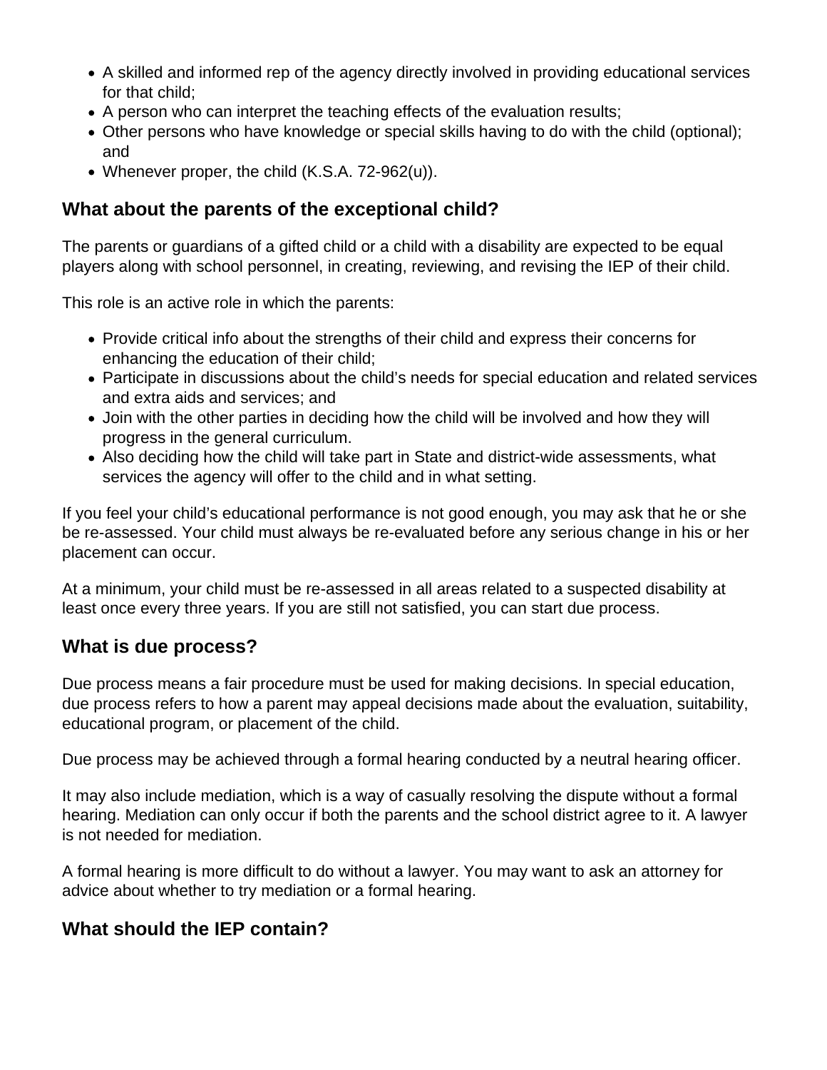- A skilled and informed rep of the agency directly involved in providing educational services for that child;
- A person who can interpret the teaching effects of the evaluation results;
- Other persons who have knowledge or special skills having to do with the child (optional); and
- Whenever proper, the child (K.S.A. 72-962(u)).

## What about the parents of the exceptional child?

The parents or guardians of a gifted child or a child with a disability are expected to be equal players along with school personnel, in creating, reviewing, and revising the IEP of their child.

This role is an active role in which the parents:

- Provide critical info about the strengths of their child and express their concerns for enhancing the education of their child;
- Participate in discussions about the child's needs for special education and related services and extra aids and services; and
- Join with the other parties in deciding how the child will be involved and how they will progress in the general curriculum.
- Also deciding how the child will take part in State and district-wide assessments, what services the agency will offer to the child and in what setting.

If you feel your child's educational performance is not good enough, you may ask that he or she be re-assessed. Your child must always be re-evaluated before any serious change in his or her placement can occur.

At a minimum, your child must be re-assessed in all areas related to a suspected disability at least once every three years. If you are still not satisfied, you can start due process.

## What is due process?

Due process means a fair procedure must be used for making decisions. In special education, due process refers to how a parent may appeal decisions made about the evaluation, suitability, educational program, or placement of the child.

Due process may be achieved through a formal hearing conducted by a neutral hearing officer.

It may also include mediation, which is a way of casually resolving the dispute without a formal hearing. Mediation can only occur if both the parents and the school district agree to it. A lawyer is not needed for mediation.

A formal hearing is more difficult to do without a lawyer. You may want to ask an attorney for advice about whether to try mediation or a formal hearing.

## What should the IEP contain?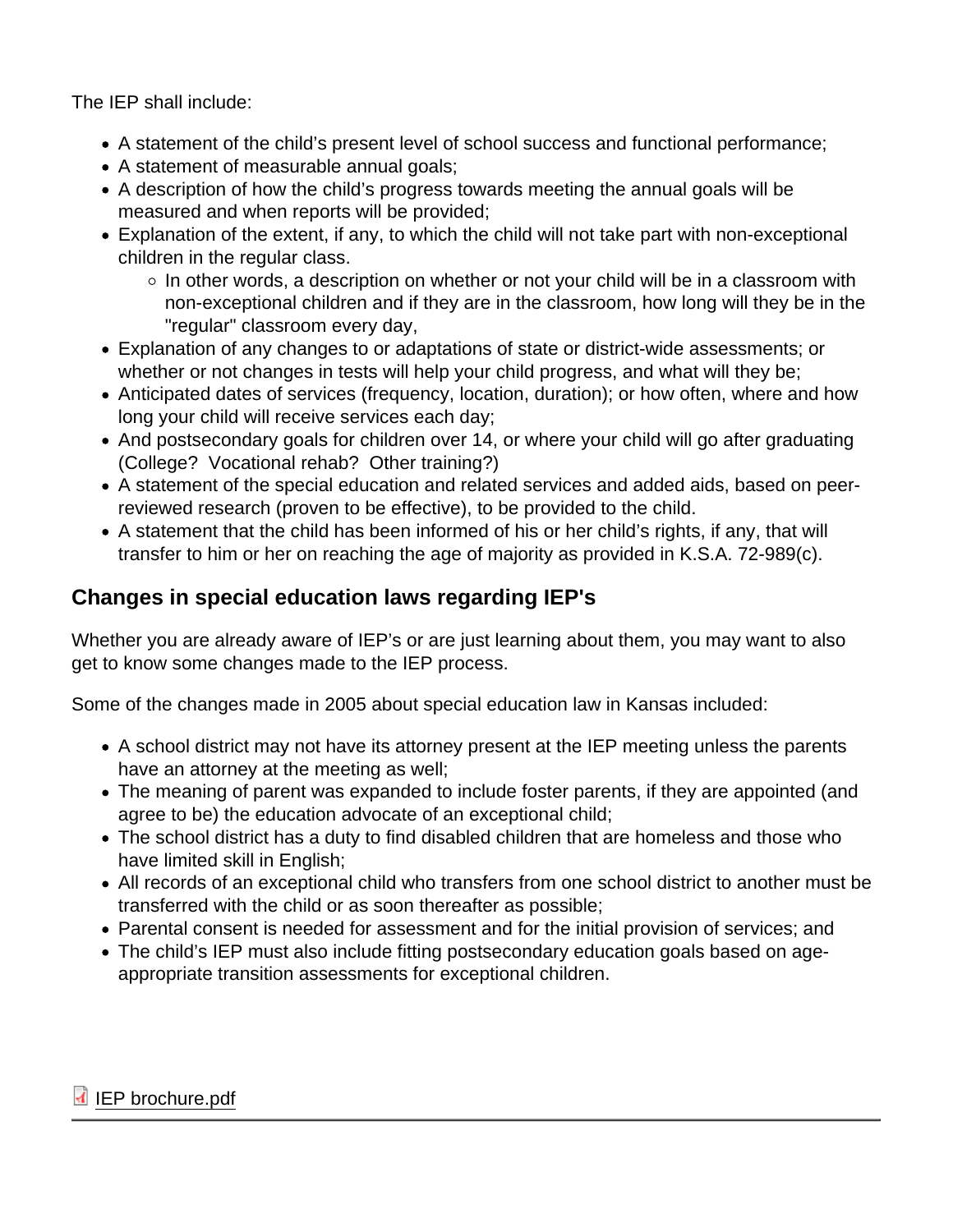The IEP shall include:

- A statement of the child's present level of school success and functional performance;
- A statement of measurable annual goals;
- A description of how the child's progress towards meeting the annual goals will be measured and when reports will be provided;
- Explanation of the extent, if any, to which the child will not take part with non-exceptional children in the regular class.
  - In other words, a description on whether or not your child will be in a classroom with non-exceptional children and if they are in the classroom, how long will they be in the "regular" classroom every day,
- Explanation of any changes to or adaptations of state or district-wide assessments; or whether or not changes in tests will help your child progress, and what will they be;
- Anticipated dates of services (frequency, location, duration); or how often, where and how long your child will receive services each day;
- And postsecondary goals for children over 14, or where your child will go after graduating (College? Vocational rehab? Other training?)
- A statement of the special education and related services and added aids, based on peer-reviewed research (proven to be effective), to be provided to the child.
- A statement that the child has been informed of his or her child's rights, if any, that will transfer to him or her on reaching the age of majority as provided in K.S.A. 72-989(c).

## Changes in special education laws regarding IEP's

Whether you are already aware of IEP's or are just learning about them, you may want to also get to know some changes made to the IEP process.

Some of the changes made in 2005 about special education law in Kansas included:

- A school district may not have its attorney present at the IEP meeting unless the parents have an attorney at the meeting as well;
- The meaning of parent was expanded to include foster parents, if they are appointed (and agree to be) the education advocate of an exceptional child;
- The school district has a duty to find disabled children that are homeless and those who have limited skill in English;
- All records of an exceptional child who transfers from one school district to another must be transferred with the child or as soon thereafter as possible;
- Parental consent is needed for assessment and for the initial provision of services; and
- The child's IEP must also include fitting postsecondary education goals based on age-appropriate transition assessments for exceptional children.

IEP brochure.pdf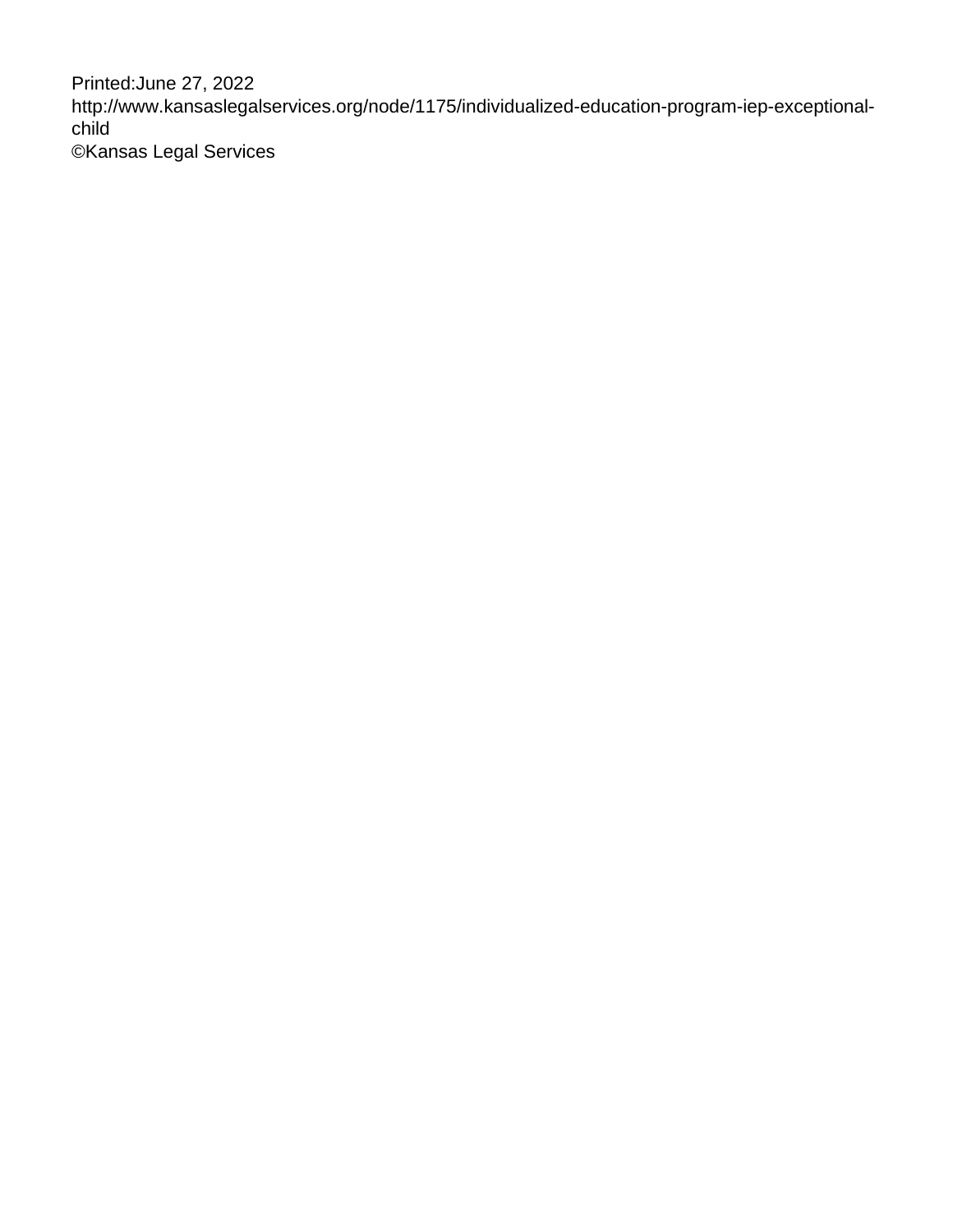Printed:June 27, 2022
http://www.kansaslegalservices.org/node/1175/individualized-education-program-iep-exceptional-child
©Kansas Legal Services